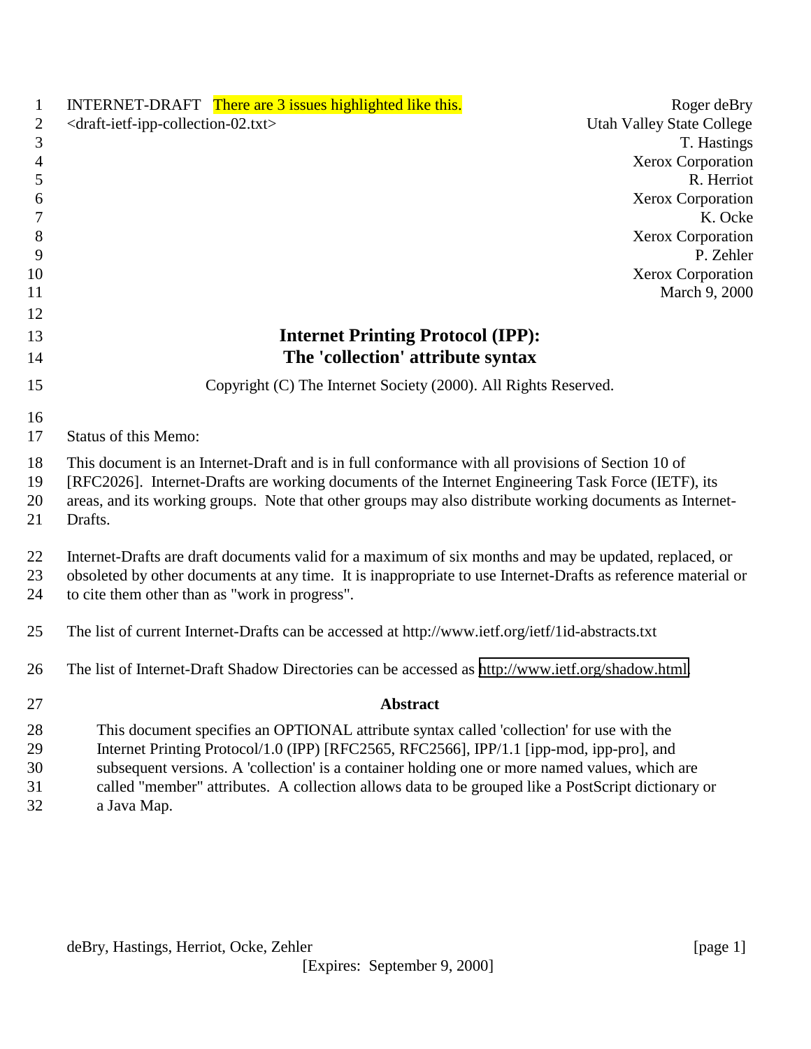INTERNET-DRAFT There are 3 issues highlighted like this.

<draft-ietf-ipp-collection-02.txt>

Roger deBry
Utah Valley State College
T. Hastings
Xerox Corporation
R. Herriot
Xerox Corporation
K. Ocke
Xerox Corporation
P. Zehler
Xerox Corporation
March 9, 2000

# Internet Printing Protocol (IPP): The 'collection' attribute syntax

Copyright (C) The Internet Society (2000). All Rights Reserved.

Status of this Memo:

This document is an Internet-Draft and is in full conformance with all provisions of Section 10 of [RFC2026]. Internet-Drafts are working documents of the Internet Engineering Task Force (IETF), its areas, and its working groups. Note that other groups may also distribute working documents as Internet-Drafts.

Internet-Drafts are draft documents valid for a maximum of six months and may be updated, replaced, or obsoleted by other documents at any time. It is inappropriate to use Internet-Drafts as reference material or to cite them other than as "work in progress".

The list of current Internet-Drafts can be accessed at http://www.ietf.org/ietf/1id-abstracts.txt

The list of Internet-Draft Shadow Directories can be accessed as http://www.ietf.org/shadow.html.

## Abstract

This document specifies an OPTIONAL attribute syntax called 'collection' for use with the Internet Printing Protocol/1.0 (IPP) [RFC2565, RFC2566], IPP/1.1 [ipp-mod, ipp-pro], and subsequent versions. A 'collection' is a container holding one or more named values, which are called "member" attributes. A collection allows data to be grouped like a PostScript dictionary or a Java Map.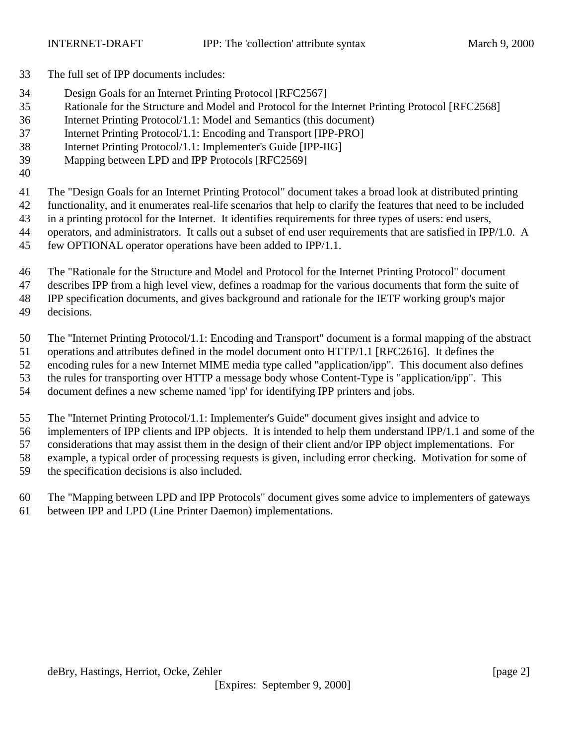The full set of IPP documents includes:

- Design Goals for an Internet Printing Protocol [RFC2567]
- Rationale for the Structure and Model and Protocol for the Internet Printing Protocol [RFC2568]
- Internet Printing Protocol/1.1: Model and Semantics (this document)
- Internet Printing Protocol/1.1: Encoding and Transport [IPP-PRO]
- Internet Printing Protocol/1.1: Implementer's Guide [IPP-IIG]
- Mapping between LPD and IPP Protocols [RFC2569]

The "Design Goals for an Internet Printing Protocol" document takes a broad look at distributed printing functionality, and it enumerates real-life scenarios that help to clarify the features that need to be included in a printing protocol for the Internet. It identifies requirements for three types of users: end users, operators, and administrators. It calls out a subset of end user requirements that are satisfied in IPP/1.0. A few OPTIONAL operator operations have been added to IPP/1.1.

The "Rationale for the Structure and Model and Protocol for the Internet Printing Protocol" document describes IPP from a high level view, defines a roadmap for the various documents that form the suite of IPP specification documents, and gives background and rationale for the IETF working group's major decisions.

The "Internet Printing Protocol/1.1: Encoding and Transport" document is a formal mapping of the abstract operations and attributes defined in the model document onto HTTP/1.1 [RFC2616]. It defines the encoding rules for a new Internet MIME media type called "application/ipp". This document also defines the rules for transporting over HTTP a message body whose Content-Type is "application/ipp". This document defines a new scheme named 'ipp' for identifying IPP printers and jobs.

The "Internet Printing Protocol/1.1: Implementer's Guide" document gives insight and advice to implementers of IPP clients and IPP objects. It is intended to help them understand IPP/1.1 and some of the considerations that may assist them in the design of their client and/or IPP object implementations. For example, a typical order of processing requests is given, including error checking. Motivation for some of the specification decisions is also included.

The "Mapping between LPD and IPP Protocols" document gives some advice to implementers of gateways between IPP and LPD (Line Printer Daemon) implementations.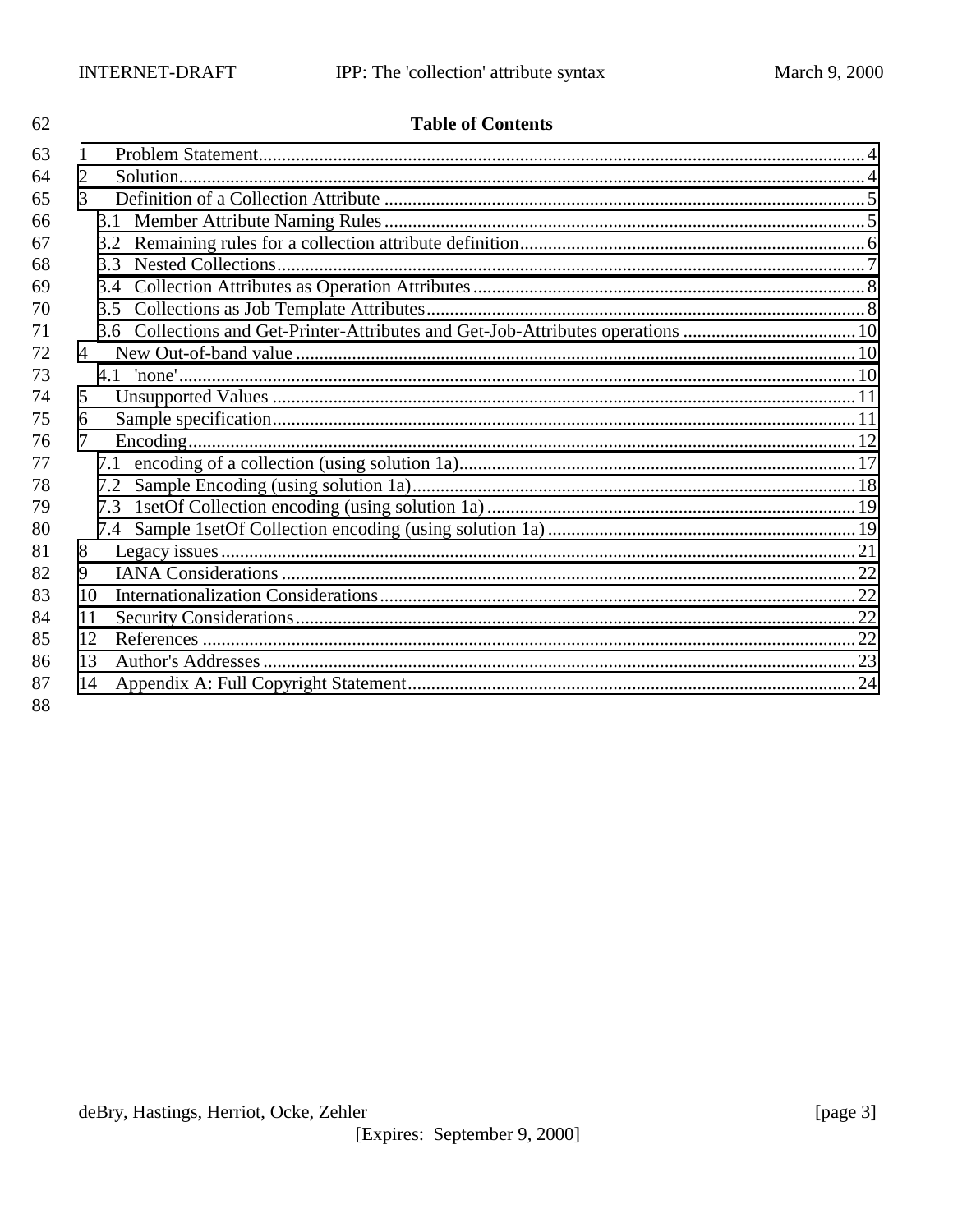**Table of Contents**

1 Problem Statement ........................................ 4
2 Solution ........................................ 4
3 Definition of a Collection Attribute ........................................ 5
  3.1 Member Attribute Naming Rules ........................................ 5
  3.2 Remaining rules for a collection attribute definition ........................................ 6
  3.3 Nested Collections ........................................ 7
  3.4 Collection Attributes as Operation Attributes ........................................ 8
  3.5 Collections as Job Template Attributes ........................................ 8
  3.6 Collections and Get-Printer-Attributes and Get-Job-Attributes operations ........................................ 10
4 New Out-of-band value ........................................ 10
  4.1 'none' ........................................ 10
5 Unsupported Values ........................................ 11
6 Sample specification ........................................ 11
7 Encoding ........................................ 12
  7.1 encoding of a collection (using solution 1a) ........................................ 17
  7.2 Sample Encoding (using solution 1a) ........................................ 18
  7.3 1setOf Collection encoding (using solution 1a) ........................................ 19
  7.4 Sample 1setOf Collection encoding (using solution 1a) ........................................ 19
8 Legacy issues ........................................ 21
9 IANA Considerations ........................................ 22
10 Internationalization Considerations ........................................ 22
11 Security Considerations ........................................ 22
12 References ........................................ 22
13 Author's Addresses ........................................ 23
14 Appendix A: Full Copyright Statement ........................................ 24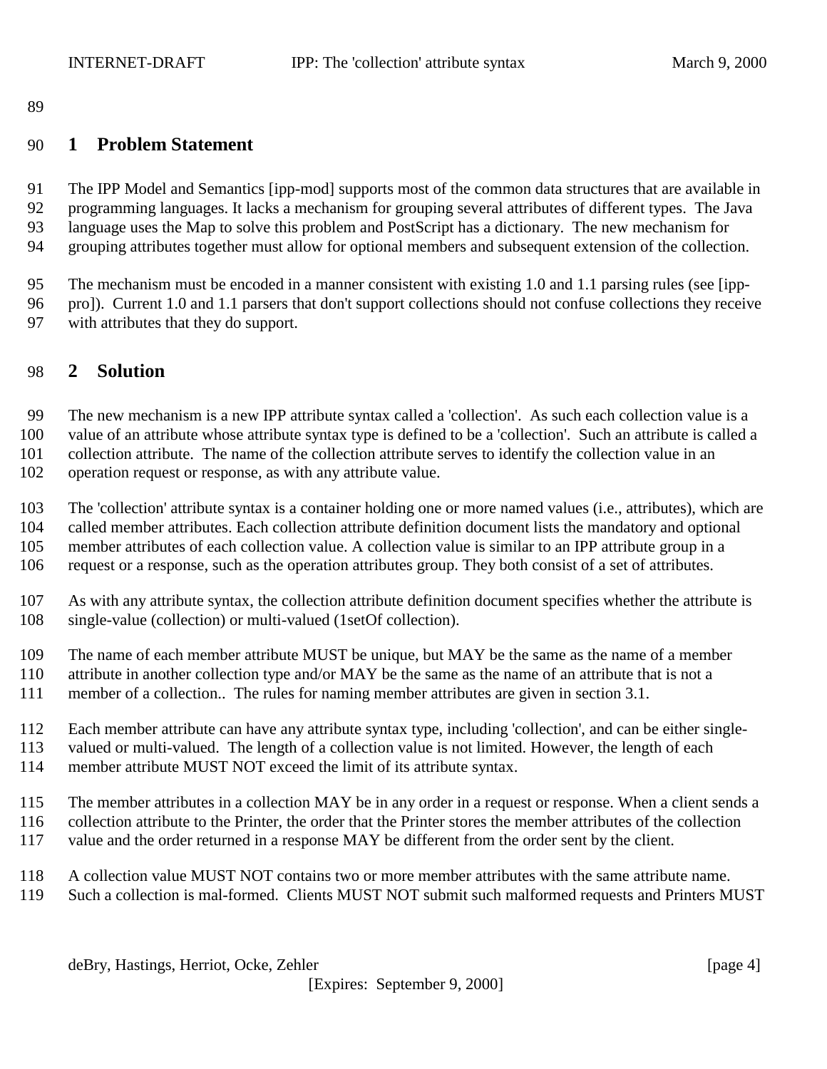# 1 Problem Statement

The IPP Model and Semantics [ipp-mod] supports most of the common data structures that are available in programming languages. It lacks a mechanism for grouping several attributes of different types. The Java language uses the Map to solve this problem and PostScript has a dictionary. The new mechanism for grouping attributes together must allow for optional members and subsequent extension of the collection.

The mechanism must be encoded in a manner consistent with existing 1.0 and 1.1 parsing rules (see [ipp-pro]). Current 1.0 and 1.1 parsers that don't support collections should not confuse collections they receive with attributes that they do support.

# 2 Solution

The new mechanism is a new IPP attribute syntax called a 'collection'. As such each collection value is a value of an attribute whose attribute syntax type is defined to be a 'collection'. Such an attribute is called a collection attribute. The name of the collection attribute serves to identify the collection value in an operation request or response, as with any attribute value.

The 'collection' attribute syntax is a container holding one or more named values (i.e., attributes), which are called member attributes. Each collection attribute definition document lists the mandatory and optional member attributes of each collection value. A collection value is similar to an IPP attribute group in a request or a response, such as the operation attributes group. They both consist of a set of attributes.

As with any attribute syntax, the collection attribute definition document specifies whether the attribute is single-value (collection) or multi-valued (1setOf collection).

The name of each member attribute MUST be unique, but MAY be the same as the name of a member attribute in another collection type and/or MAY be the same as the name of an attribute that is not a member of a collection.. The rules for naming member attributes are given in section 3.1.

Each member attribute can have any attribute syntax type, including 'collection', and can be either single-valued or multi-valued. The length of a collection value is not limited. However, the length of each member attribute MUST NOT exceed the limit of its attribute syntax.

The member attributes in a collection MAY be in any order in a request or response. When a client sends a collection attribute to the Printer, the order that the Printer stores the member attributes of the collection value and the order returned in a response MAY be different from the order sent by the client.

A collection value MUST NOT contains two or more member attributes with the same attribute name. Such a collection is mal-formed. Clients MUST NOT submit such malformed requests and Printers MUST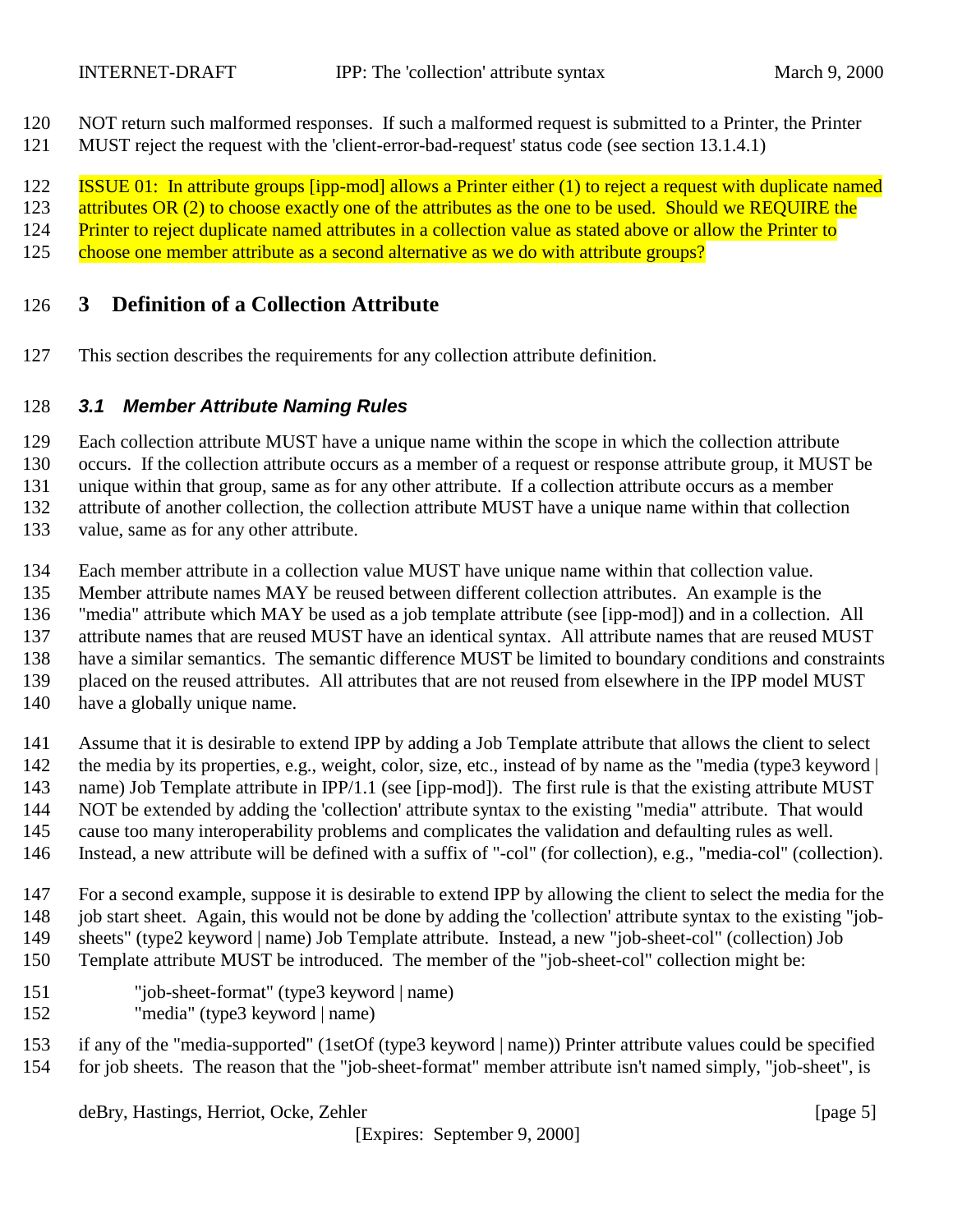NOT return such malformed responses. If such a malformed request is submitted to a Printer, the Printer MUST reject the request with the 'client-error-bad-request' status code (see section 13.1.4.1)

ISSUE 01: In attribute groups [ipp-mod] allows a Printer either (1) to reject a request with duplicate named attributes OR (2) to choose exactly one of the attributes as the one to be used. Should we REQUIRE the Printer to reject duplicate named attributes in a collection value as stated above or allow the Printer to choose one member attribute as a second alternative as we do with attribute groups?

# 3 Definition of a Collection Attribute

This section describes the requirements for any collection attribute definition.

## 3.1 Member Attribute Naming Rules

Each collection attribute MUST have a unique name within the scope in which the collection attribute occurs. If the collection attribute occurs as a member of a request or response attribute group, it MUST be unique within that group, same as for any other attribute. If a collection attribute occurs as a member attribute of another collection, the collection attribute MUST have a unique name within that collection value, same as for any other attribute.

Each member attribute in a collection value MUST have unique name within that collection value. Member attribute names MAY be reused between different collection attributes. An example is the "media" attribute which MAY be used as a job template attribute (see [ipp-mod]) and in a collection. All attribute names that are reused MUST have an identical syntax. All attribute names that are reused MUST have a similar semantics. The semantic difference MUST be limited to boundary conditions and constraints placed on the reused attributes. All attributes that are not reused from elsewhere in the IPP model MUST have a globally unique name.

Assume that it is desirable to extend IPP by adding a Job Template attribute that allows the client to select the media by its properties, e.g., weight, color, size, etc., instead of by name as the "media (type3 keyword | name) Job Template attribute in IPP/1.1 (see [ipp-mod]). The first rule is that the existing attribute MUST NOT be extended by adding the 'collection' attribute syntax to the existing "media" attribute. That would cause too many interoperability problems and complicates the validation and defaulting rules as well. Instead, a new attribute will be defined with a suffix of "-col" (for collection), e.g., "media-col" (collection).

For a second example, suppose it is desirable to extend IPP by allowing the client to select the media for the job start sheet. Again, this would not be done by adding the 'collection' attribute syntax to the existing "job-sheets" (type2 keyword | name) Job Template attribute. Instead, a new "job-sheet-col" (collection) Job Template attribute MUST be introduced. The member of the "job-sheet-col" collection might be:

"job-sheet-format" (type3 keyword | name)
"media" (type3 keyword | name)

if any of the "media-supported" (1setOf (type3 keyword | name)) Printer attribute values could be specified for job sheets. The reason that the "job-sheet-format" member attribute isn't named simply, "job-sheet", is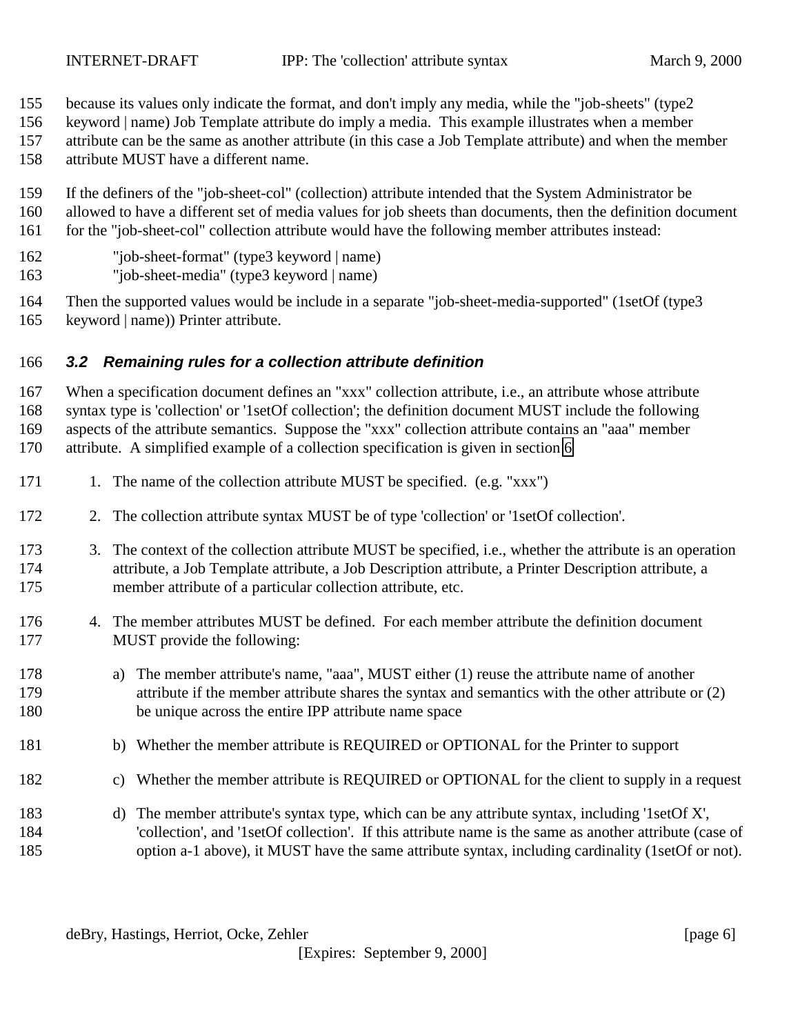because its values only indicate the format, and don't imply any media, while the "job-sheets" (type2 keyword | name) Job Template attribute do imply a media. This example illustrates when a member attribute can be the same as another attribute (in this case a Job Template attribute) and when the member attribute MUST have a different name.

If the definers of the "job-sheet-col" (collection) attribute intended that the System Administrator be allowed to have a different set of media values for job sheets than documents, then the definition document for the "job-sheet-col" collection attribute would have the following member attributes instead:

"job-sheet-format" (type3 keyword | name)
"job-sheet-media" (type3 keyword | name)

Then the supported values would be include in a separate "job-sheet-media-supported" (1setOf (type3 keyword | name)) Printer attribute.

### *3.2 Remaining rules for a collection attribute definition*

When a specification document defines an "xxx" collection attribute, i.e., an attribute whose attribute syntax type is 'collection' or '1setOf collection'; the definition document MUST include the following aspects of the attribute semantics. Suppose the "xxx" collection attribute contains an "aaa" member attribute. A simplified example of a collection specification is given in section 6

1. The name of the collection attribute MUST be specified. (e.g. "xxx")
2. The collection attribute syntax MUST be of type 'collection' or '1setOf collection'.
3. The context of the collection attribute MUST be specified, i.e., whether the attribute is an operation attribute, a Job Template attribute, a Job Description attribute, a Printer Description attribute, a member attribute of a particular collection attribute, etc.
4. The member attributes MUST be defined. For each member attribute the definition document MUST provide the following:
   a) The member attribute's name, "aaa", MUST either (1) reuse the attribute name of another attribute if the member attribute shares the syntax and semantics with the other attribute or (2) be unique across the entire IPP attribute name space
   b) Whether the member attribute is REQUIRED or OPTIONAL for the Printer to support
   c) Whether the member attribute is REQUIRED or OPTIONAL for the client to supply in a request
   d) The member attribute's syntax type, which can be any attribute syntax, including '1setOf X', 'collection', and '1setOf collection'. If this attribute name is the same as another attribute (case of option a-1 above), it MUST have the same attribute syntax, including cardinality (1setOf or not).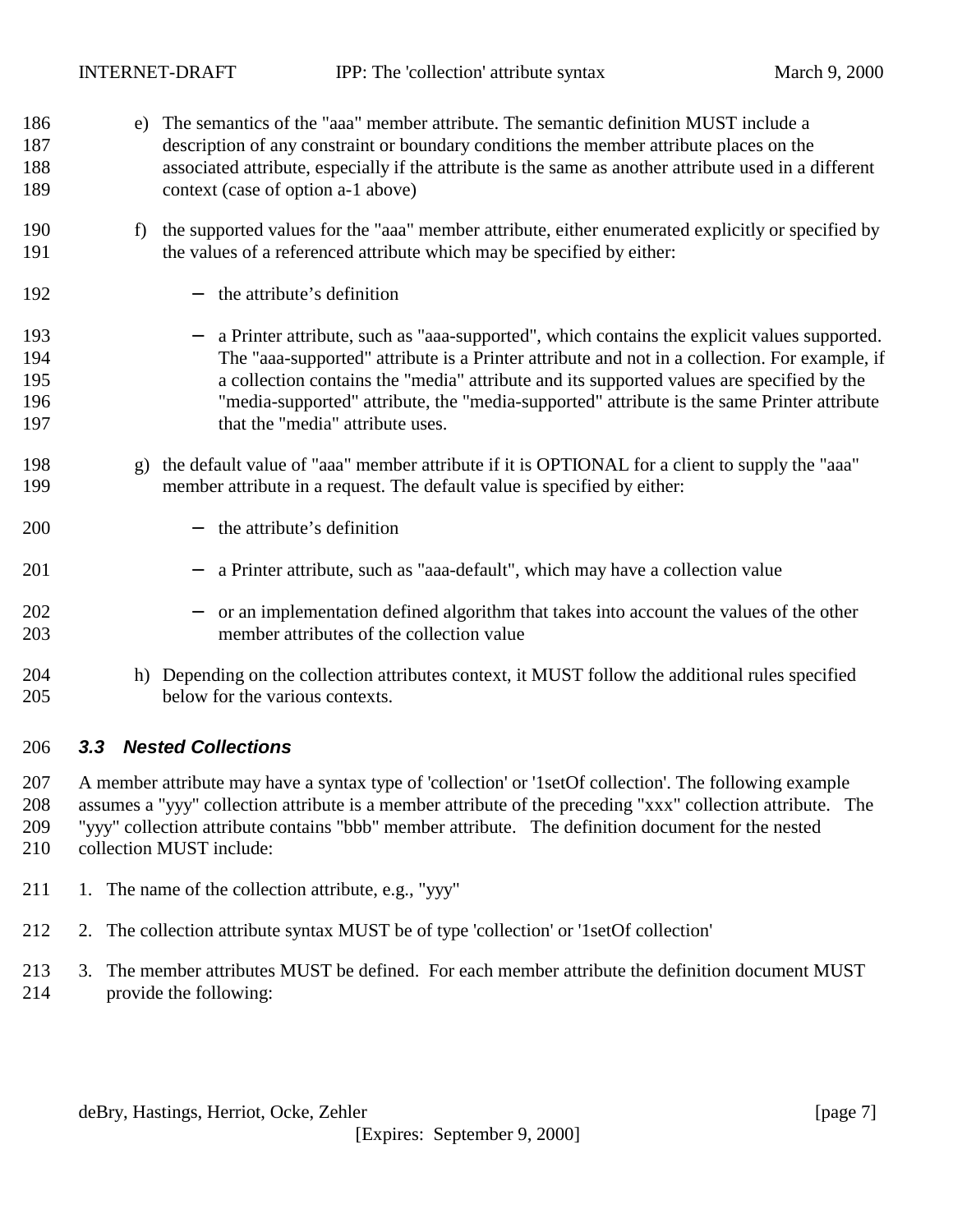e) The semantics of the "aaa" member attribute. The semantic definition MUST include a description of any constraint or boundary conditions the member attribute places on the associated attribute, especially if the attribute is the same as another attribute used in a different context (case of option a-1 above)

f) the supported values for the "aaa" member attribute, either enumerated explicitly or specified by the values of a referenced attribute which may be specified by either:

   - the attribute's definition
   - a Printer attribute, such as "aaa-supported", which contains the explicit values supported. The "aaa-supported" attribute is a Printer attribute and not in a collection. For example, if a collection contains the "media" attribute and its supported values are specified by the "media-supported" attribute, the "media-supported" attribute is the same Printer attribute that the "media" attribute uses.

g) the default value of "aaa" member attribute if it is OPTIONAL for a client to supply the "aaa" member attribute in a request. The default value is specified by either:

   - the attribute's definition
   - a Printer attribute, such as "aaa-default", which may have a collection value
   - or an implementation defined algorithm that takes into account the values of the other member attributes of the collection value

h) Depending on the collection attributes context, it MUST follow the additional rules specified below for the various contexts.

### *3.3 Nested Collections*

A member attribute may have a syntax type of 'collection' or '1setOf collection'. The following example assumes a "yyy" collection attribute is a member attribute of the preceding "xxx" collection attribute. The "yyy" collection attribute contains "bbb" member attribute. The definition document for the nested collection MUST include:

1. The name of the collection attribute, e.g., "yyy"
2. The collection attribute syntax MUST be of type 'collection' or '1setOf collection'
3. The member attributes MUST be defined. For each member attribute the definition document MUST provide the following: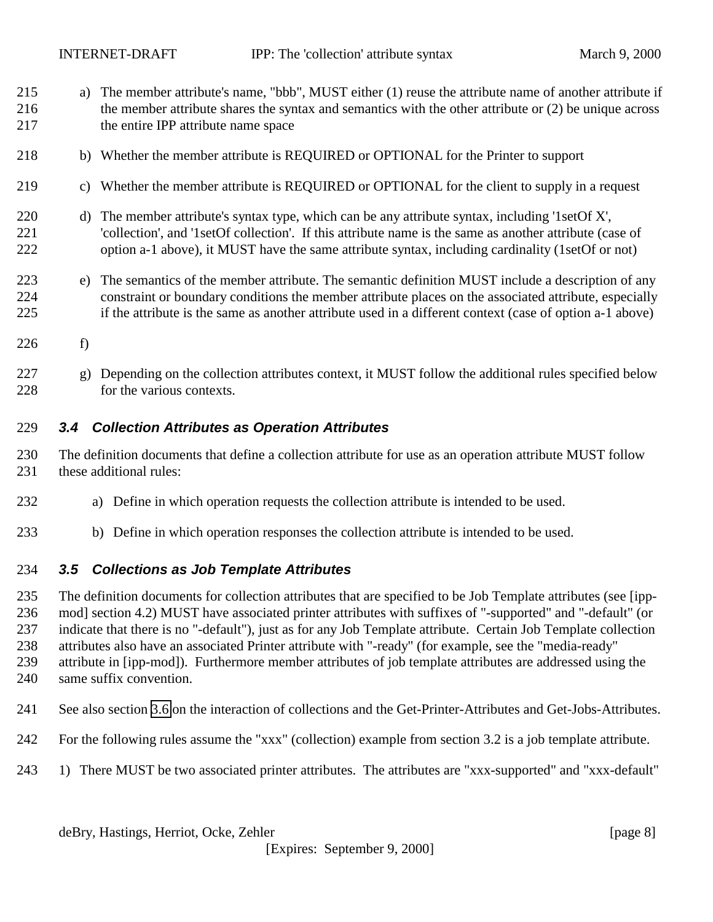a) The member attribute's name, "bbb", MUST either (1) reuse the attribute name of another attribute if the member attribute shares the syntax and semantics with the other attribute or (2) be unique across the entire IPP attribute name space

b) Whether the member attribute is REQUIRED or OPTIONAL for the Printer to support

c) Whether the member attribute is REQUIRED or OPTIONAL for the client to supply in a request

d) The member attribute's syntax type, which can be any attribute syntax, including '1setOf X', 'collection', and '1setOf collection'. If this attribute name is the same as another attribute (case of option a-1 above), it MUST have the same attribute syntax, including cardinality (1setOf or not)

e) The semantics of the member attribute. The semantic definition MUST include a description of any constraint or boundary conditions the member attribute places on the associated attribute, especially if the attribute is the same as another attribute used in a different context (case of option a-1 above)

f)

g) Depending on the collection attributes context, it MUST follow the additional rules specified below for the various contexts.

### *3.4 Collection Attributes as Operation Attributes*

The definition documents that define a collection attribute for use as an operation attribute MUST follow these additional rules:

a) Define in which operation requests the collection attribute is intended to be used.

b) Define in which operation responses the collection attribute is intended to be used.

### *3.5 Collections as Job Template Attributes*

The definition documents for collection attributes that are specified to be Job Template attributes (see [ipp-mod] section 4.2) MUST have associated printer attributes with suffixes of "-supported" and "-default" (or indicate that there is no "-default"), just as for any Job Template attribute. Certain Job Template collection attributes also have an associated Printer attribute with "-ready" (for example, see the "media-ready" attribute in [ipp-mod]). Furthermore member attributes of job template attributes are addressed using the same suffix convention.

See also section 3.6 on the interaction of collections and the Get-Printer-Attributes and Get-Jobs-Attributes.

For the following rules assume the "xxx" (collection) example from section 3.2 is a job template attribute.

1) There MUST be two associated printer attributes. The attributes are "xxx-supported" and "xxx-default"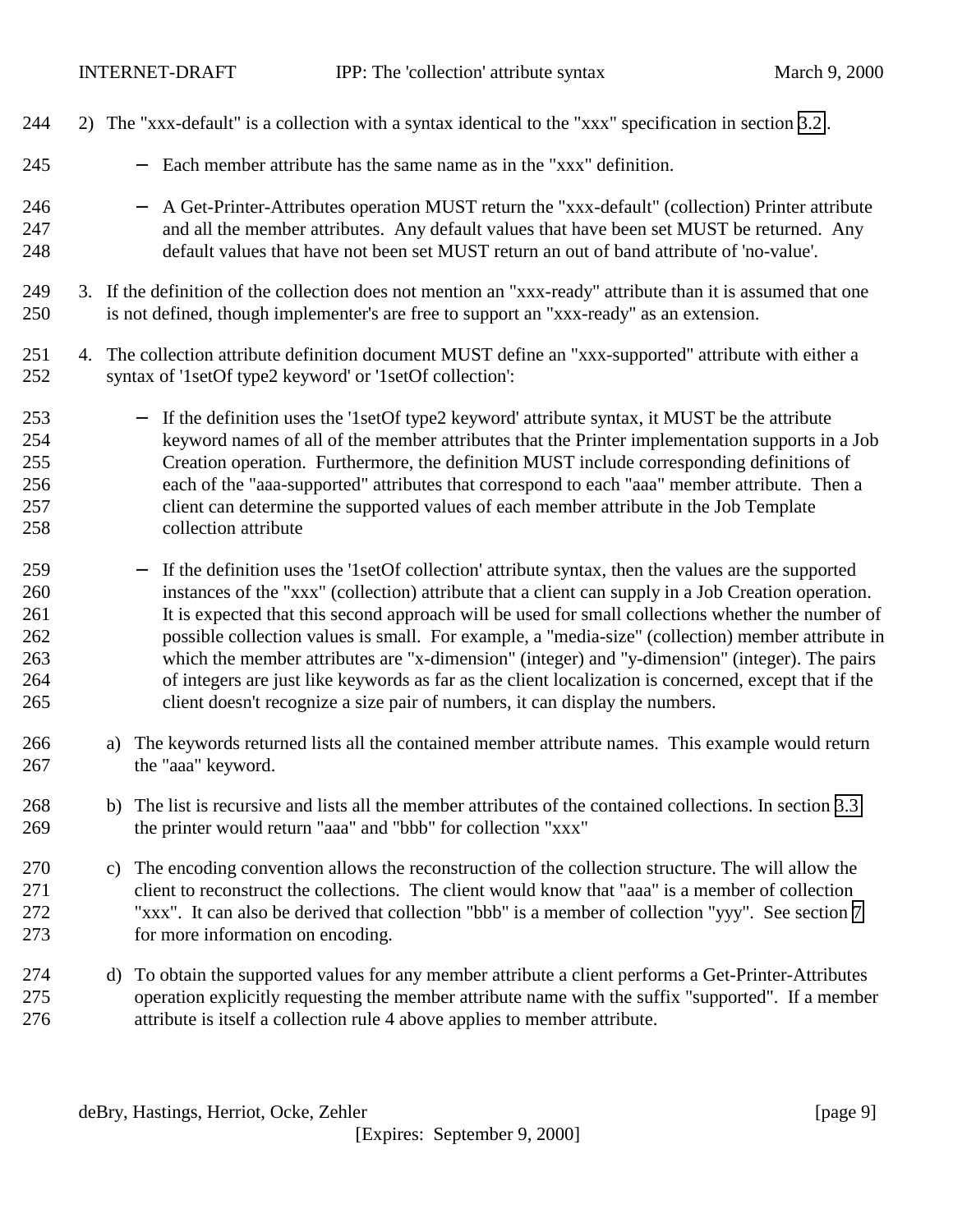2) The "xxx-default" is a collection with a syntax identical to the "xxx" specification in section 3.2.

   - Each member attribute has the same name as in the "xxx" definition.

   - A Get-Printer-Attributes operation MUST return the "xxx-default" (collection) Printer attribute and all the member attributes. Any default values that have been set MUST be returned. Any default values that have not been set MUST return an out of band attribute of 'no-value'.

3. If the definition of the collection does not mention an "xxx-ready" attribute than it is assumed that one is not defined, though implementer's are free to support an "xxx-ready" as an extension.

4. The collection attribute definition document MUST define an "xxx-supported" attribute with either a syntax of '1setOf type2 keyword' or '1setOf collection':

   - If the definition uses the '1setOf type2 keyword' attribute syntax, it MUST be the attribute keyword names of all of the member attributes that the Printer implementation supports in a Job Creation operation. Furthermore, the definition MUST include corresponding definitions of each of the "aaa-supported" attributes that correspond to each "aaa" member attribute. Then a client can determine the supported values of each member attribute in the Job Template collection attribute

   - If the definition uses the '1setOf collection' attribute syntax, then the values are the supported instances of the "xxx" (collection) attribute that a client can supply in a Job Creation operation. It is expected that this second approach will be used for small collections whether the number of possible collection values is small. For example, a "media-size" (collection) member attribute in which the member attributes are "x-dimension" (integer) and "y-dimension" (integer). The pairs of integers are just like keywords as far as the client localization is concerned, except that if the client doesn't recognize a size pair of numbers, it can display the numbers.

   a) The keywords returned lists all the contained member attribute names. This example would return the "aaa" keyword.

   b) The list is recursive and lists all the member attributes of the contained collections. In section 3.3 the printer would return "aaa" and "bbb" for collection "xxx"

   c) The encoding convention allows the reconstruction of the collection structure. The will allow the client to reconstruct the collections. The client would know that "aaa" is a member of collection "xxx". It can also be derived that collection "bbb" is a member of collection "yyy". See section 7 for more information on encoding.

   d) To obtain the supported values for any member attribute a client performs a Get-Printer-Attributes operation explicitly requesting the member attribute name with the suffix "supported". If a member attribute is itself a collection rule 4 above applies to member attribute.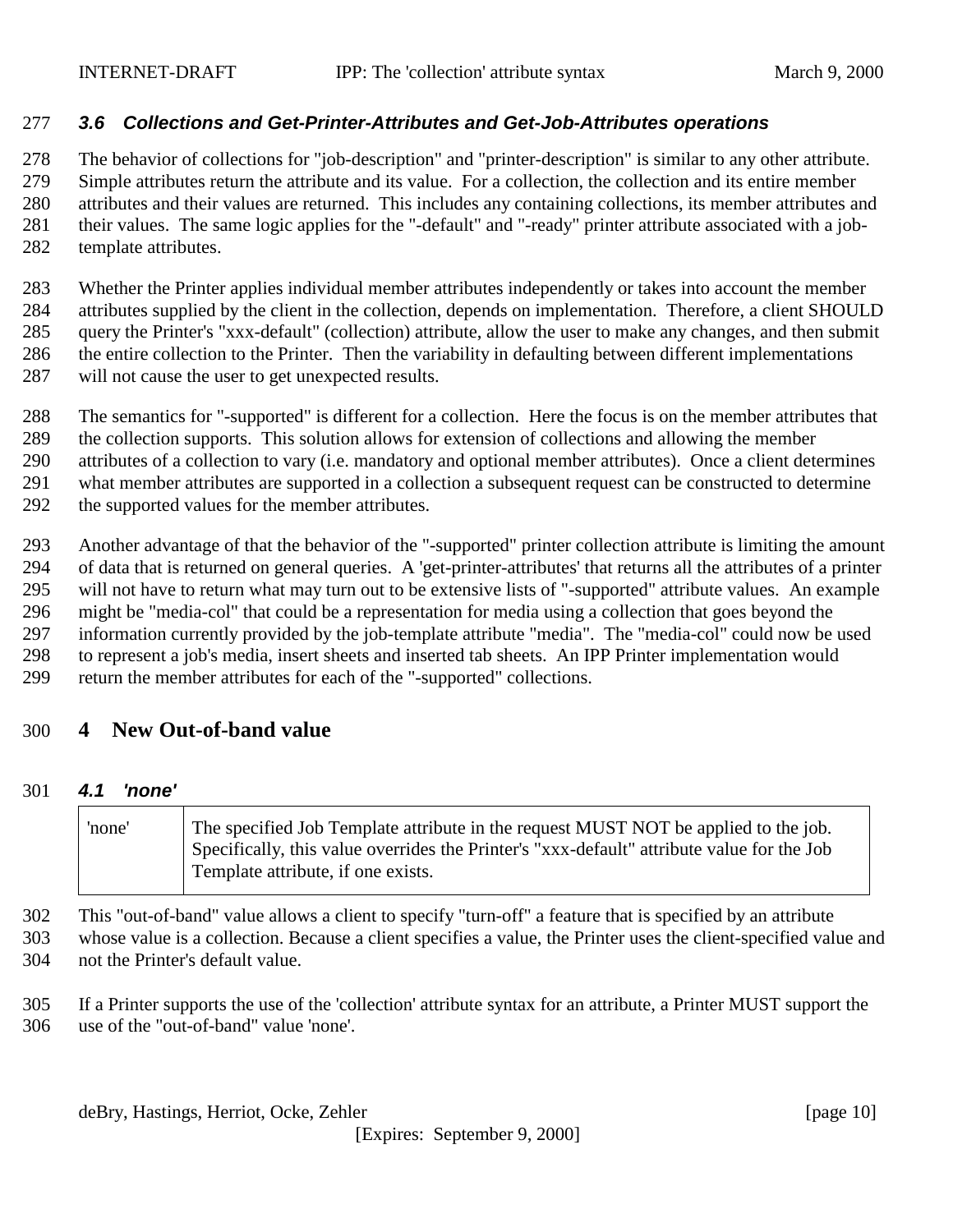### 3.6 Collections and Get-Printer-Attributes and Get-Job-Attributes operations

The behavior of collections for "job-description" and "printer-description" is similar to any other attribute. Simple attributes return the attribute and its value. For a collection, the collection and its entire member attributes and their values are returned. This includes any containing collections, its member attributes and their values. The same logic applies for the "-default" and "-ready" printer attribute associated with a job-template attributes.

Whether the Printer applies individual member attributes independently or takes into account the member attributes supplied by the client in the collection, depends on implementation. Therefore, a client SHOULD query the Printer's "xxx-default" (collection) attribute, allow the user to make any changes, and then submit the entire collection to the Printer. Then the variability in defaulting between different implementations will not cause the user to get unexpected results.

The semantics for "-supported" is different for a collection. Here the focus is on the member attributes that the collection supports. This solution allows for extension of collections and allowing the member attributes of a collection to vary (i.e. mandatory and optional member attributes). Once a client determines what member attributes are supported in a collection a subsequent request can be constructed to determine the supported values for the member attributes.

Another advantage of that the behavior of the "-supported" printer collection attribute is limiting the amount of data that is returned on general queries. A 'get-printer-attributes' that returns all the attributes of a printer will not have to return what may turn out to be extensive lists of "-supported" attribute values. An example might be "media-col" that could be a representation for media using a collection that goes beyond the information currently provided by the job-template attribute "media". The "media-col" could now be used to represent a job's media, insert sheets and inserted tab sheets. An IPP Printer implementation would return the member attributes for each of the "-supported" collections.

## 4 New Out-of-band value

### 4.1 'none'

| | |
|---|---|
| 'none' | The specified Job Template attribute in the request MUST NOT be applied to the job. Specifically, this value overrides the Printer's "xxx-default" attribute value for the Job Template attribute, if one exists. |

This "out-of-band" value allows a client to specify "turn-off" a feature that is specified by an attribute whose value is a collection. Because a client specifies a value, the Printer uses the client-specified value and not the Printer's default value.

If a Printer supports the use of the 'collection' attribute syntax for an attribute, a Printer MUST support the use of the "out-of-band" value 'none'.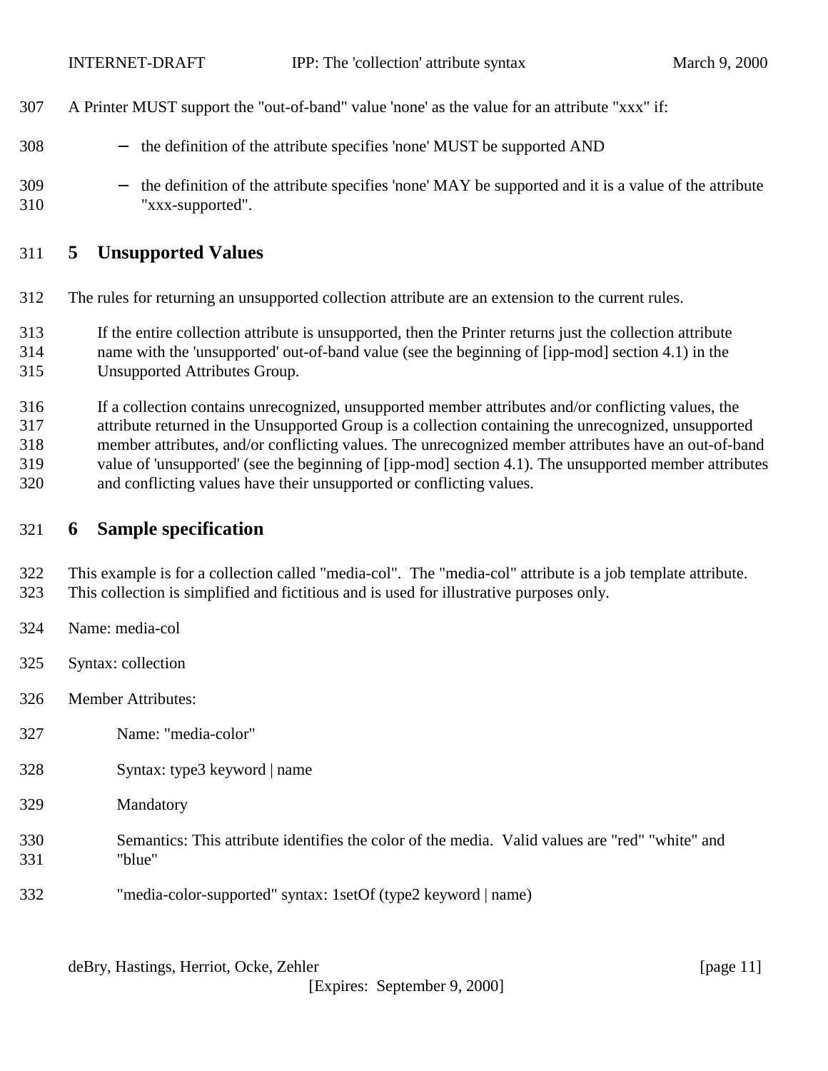A Printer MUST support the "out-of-band" value 'none' as the value for an attribute "xxx" if:

- the definition of the attribute specifies 'none' MUST be supported AND
- the definition of the attribute specifies 'none' MAY be supported and it is a value of the attribute "xxx-supported".

# 5 Unsupported Values

The rules for returning an unsupported collection attribute are an extension to the current rules.

If the entire collection attribute is unsupported, then the Printer returns just the collection attribute name with the 'unsupported' out-of-band value (see the beginning of [ipp-mod] section 4.1) in the Unsupported Attributes Group.

If a collection contains unrecognized, unsupported member attributes and/or conflicting values, the attribute returned in the Unsupported Group is a collection containing the unrecognized, unsupported member attributes, and/or conflicting values. The unrecognized member attributes have an out-of-band value of 'unsupported' (see the beginning of [ipp-mod] section 4.1). The unsupported member attributes and conflicting values have their unsupported or conflicting values.

# 6 Sample specification

This example is for a collection called "media-col". The "media-col" attribute is a job template attribute. This collection is simplified and fictitious and is used for illustrative purposes only.

Name: media-col

Syntax: collection

Member Attributes:

Name: "media-color"

Syntax: type3 keyword | name

Mandatory

Semantics: This attribute identifies the color of the media. Valid values are "red" "white" and "blue"

"media-color-supported" syntax: 1setOf (type2 keyword | name)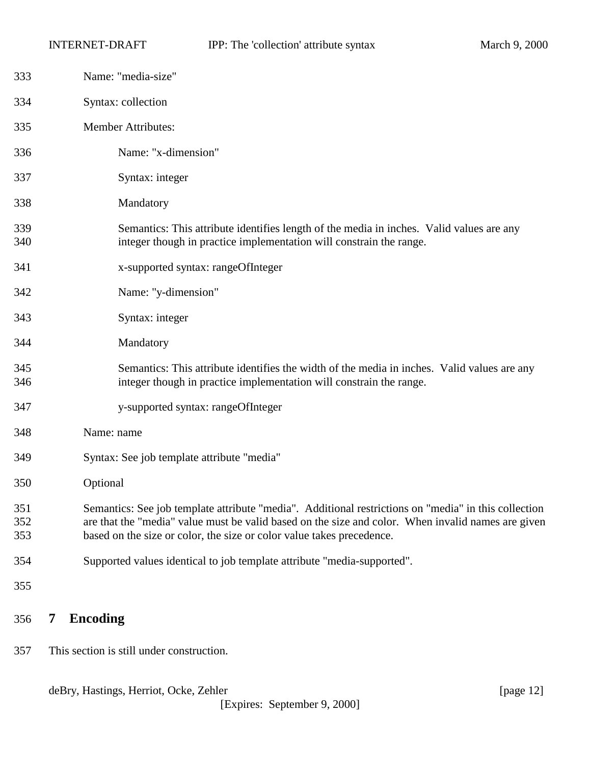Name: "media-size"

Syntax: collection

Member Attributes:

Name: "x-dimension"

Syntax: integer

Mandatory

Semantics: This attribute identifies length of the media in inches. Valid values are any integer though in practice implementation will constrain the range.

x-supported syntax: rangeOfInteger

Name: "y-dimension"

Syntax: integer

Mandatory

Semantics: This attribute identifies the width of the media in inches. Valid values are any integer though in practice implementation will constrain the range.

y-supported syntax: rangeOfInteger

Name: name

Syntax: See job template attribute "media"

Optional

Semantics: See job template attribute "media". Additional restrictions on "media" in this collection are that the "media" value must be valid based on the size and color. When invalid names are given based on the size or color, the size or color value takes precedence.

Supported values identical to job template attribute "media-supported".

# 7 Encoding

This section is still under construction.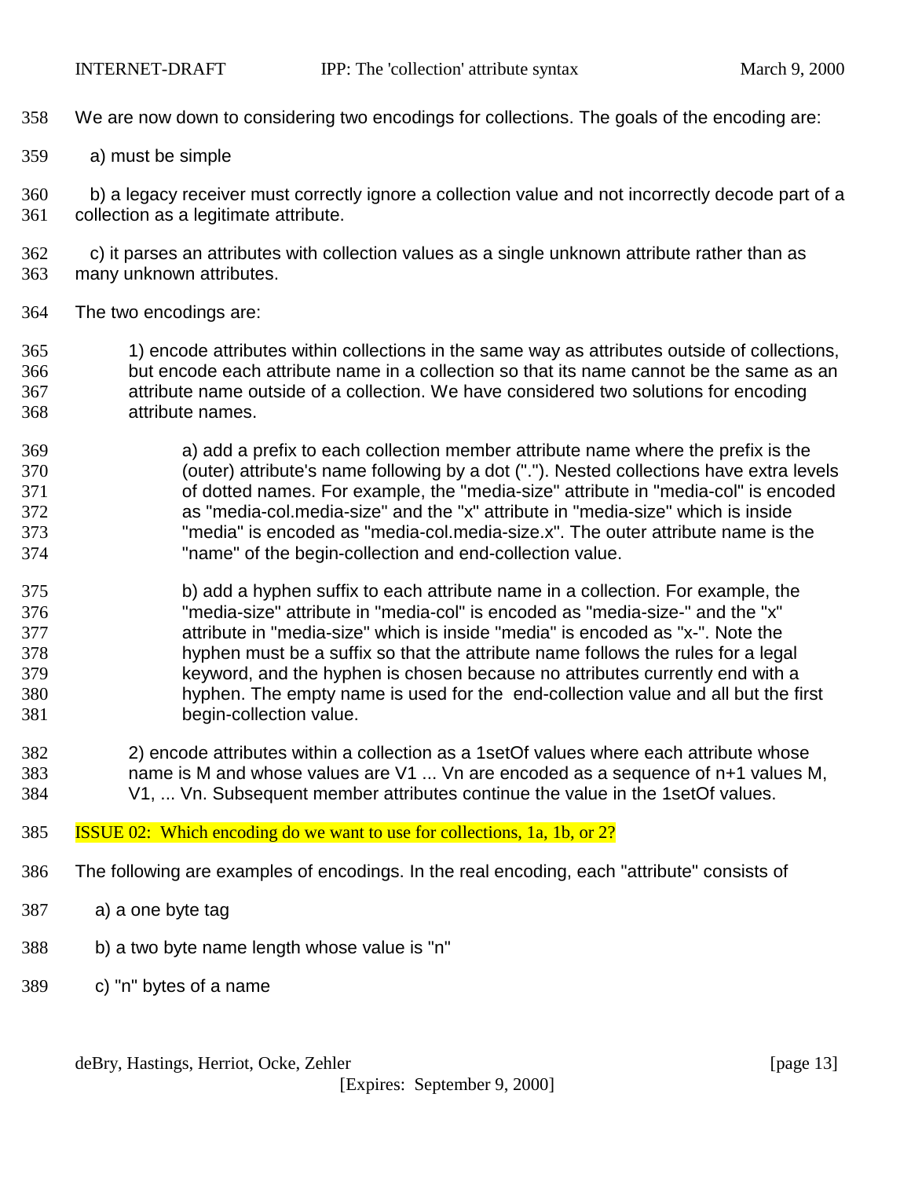We are now down to considering two encodings for collections. The goals of the encoding are:

a) must be simple

b) a legacy receiver must correctly ignore a collection value and not incorrectly decode part of a collection as a legitimate attribute.

c) it parses an attributes with collection values as a single unknown attribute rather than as many unknown attributes.

The two encodings are:

1) encode attributes within collections in the same way as attributes outside of collections, but encode each attribute name in a collection so that its name cannot be the same as an attribute name outside of a collection. We have considered two solutions for encoding attribute names.

   a) add a prefix to each collection member attribute name where the prefix is the (outer) attribute's name following by a dot ("."). Nested collections have extra levels of dotted names. For example, the "media-size" attribute in "media-col" is encoded as "media-col.media-size" and the "x" attribute in "media-size" which is inside "media" is encoded as "media-col.media-size.x". The outer attribute name is the "name" of the begin-collection and end-collection value.

   b) add a hyphen suffix to each attribute name in a collection. For example, the "media-size" attribute in "media-col" is encoded as "media-size-" and the "x" attribute in "media-size" which is inside "media" is encoded as "x-". Note the hyphen must be a suffix so that the attribute name follows the rules for a legal keyword, and the hyphen is chosen because no attributes currently end with a hyphen. The empty name is used for the end-collection value and all but the first begin-collection value.

2) encode attributes within a collection as a 1setOf values where each attribute whose name is M and whose values are V1 ... Vn are encoded as a sequence of n+1 values M, V1, ... Vn. Subsequent member attributes continue the value in the 1setOf values.

ISSUE 02: Which encoding do we want to use for collections, 1a, 1b, or 2?

The following are examples of encodings. In the real encoding, each "attribute" consists of

a) a one byte tag

b) a two byte name length whose value is "n"

c) "n" bytes of a name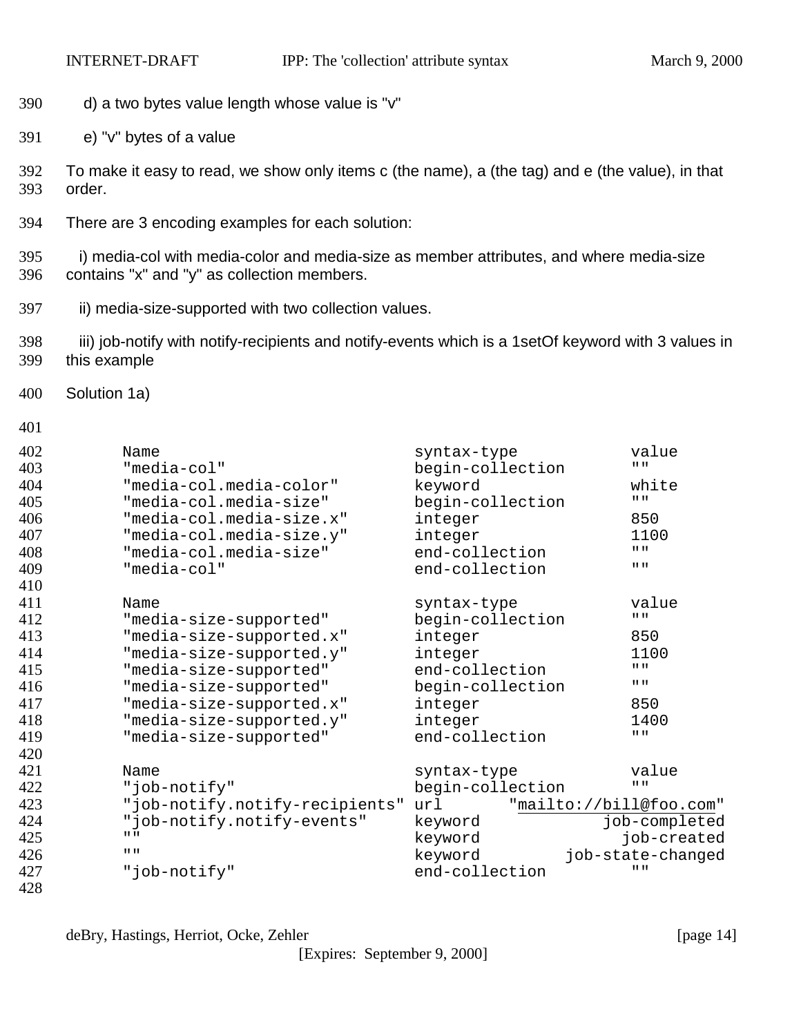d) a two bytes value length whose value is "v"

e) "v" bytes of a value

To make it easy to read, we show only items c (the name), a (the tag) and e (the value), in that order.

There are 3 encoding examples for each solution:

i) media-col with media-color and media-size as member attributes, and where media-size contains "x" and "y" as collection members.

ii) media-size-supported with two collection values.

iii) job-notify with notify-recipients and notify-events which is a 1setOf keyword with 3 values in this example

Solution 1a)

```
Name                           syntax-type          value
"media-col"                    begin-collection     ""
"media-col.media-color"        keyword              white
"media-col.media-size"         begin-collection     ""
"media-col.media-size.x"       integer              850
"media-col.media-size.y"       integer              1100
"media-col.media-size"         end-collection       ""
"media-col"                    end-collection       ""

Name                           syntax-type          value
"media-size-supported"         begin-collection     ""
"media-size-supported.x"       integer              850
"media-size-supported.y"       integer              1100
"media-size-supported"         end-collection       ""
"media-size-supported"         begin-collection     ""
"media-size-supported.x"       integer              850
"media-size-supported.y"       integer              1400
"media-size-supported"         end-collection       ""

Name                           syntax-type          value
"job-notify"                   begin-collection     ""
"job-notify.notify-recipients" url       "mailto://bill@foo.com"
"job-notify.notify-events"     keyword          job-completed
""                             keyword            job-created
""                             keyword        job-state-changed
"job-notify"                   end-collection       ""
```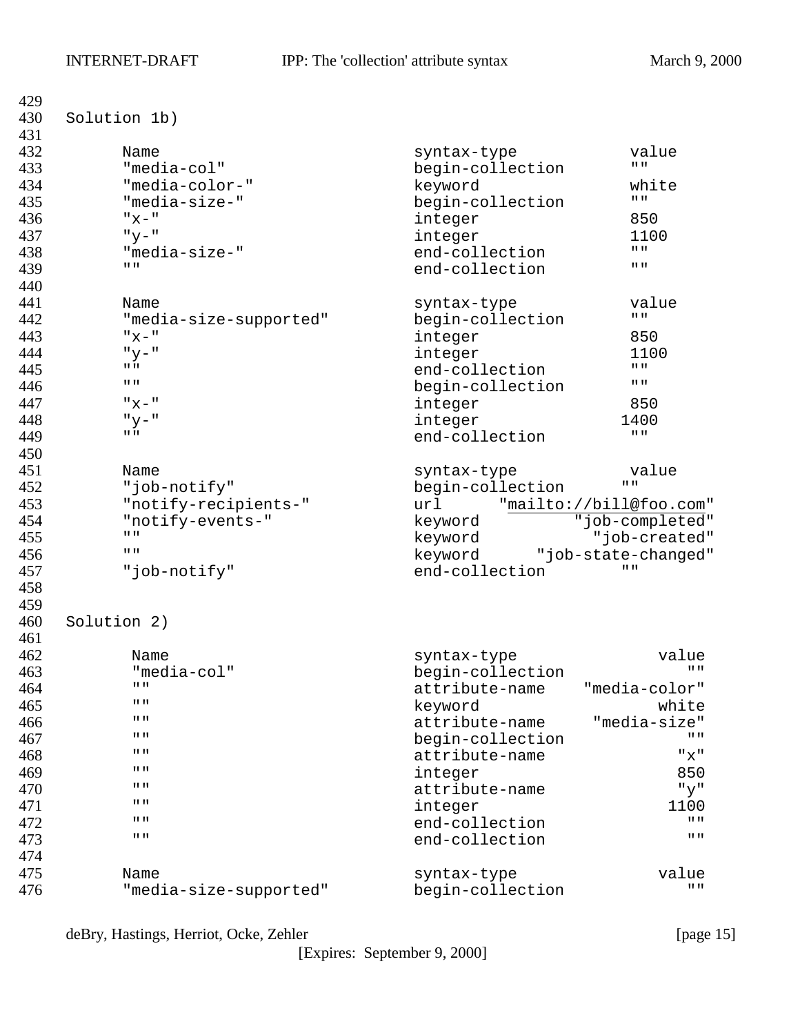Solution 1b)

```
     Name                          syntax-type          value
     "media-col"                   begin-collection     ""
     "media-color-"                keyword              white
     "media-size-"                 begin-collection     ""
     "x-"                          integer              850
     "y-"                          integer              1100
     "media-size-"                 end-collection       ""
     ""                            end-collection       ""

     Name                          syntax-type          value
     "media-size-supported"        begin-collection     ""
     "x-"                          integer              850
     "y-"                          integer              1100
     ""                            end-collection       ""
     ""                            begin-collection     ""
     "x-"                          integer              850
     "y-"                          integer             1400
     ""                            end-collection       ""

     Name                          syntax-type          value
     "job-notify"                  begin-collection    ""
     "notify-recipients-"          url      "mailto://bill@foo.com"
     "notify-events-"              keyword         "job-completed"
     ""                            keyword           "job-created"
     ""                            keyword     "job-state-changed"
     "job-notify"                  end-collection      ""
```

Solution 2)

```
      Name                         syntax-type             value
      "media-col"                  begin-collection           ""
      ""                           attribute-name    "media-color"
      ""                           keyword                 white
      ""                           attribute-name     "media-size"
      ""                           begin-collection           ""
      ""                           attribute-name            "x"
      ""                           integer                   850
      ""                           attribute-name            "y"
      ""                           integer                  1100
      ""                           end-collection             ""
      ""                           end-collection             ""

     Name                          syntax-type             value
     "media-size-supported"        begin-collection           ""
```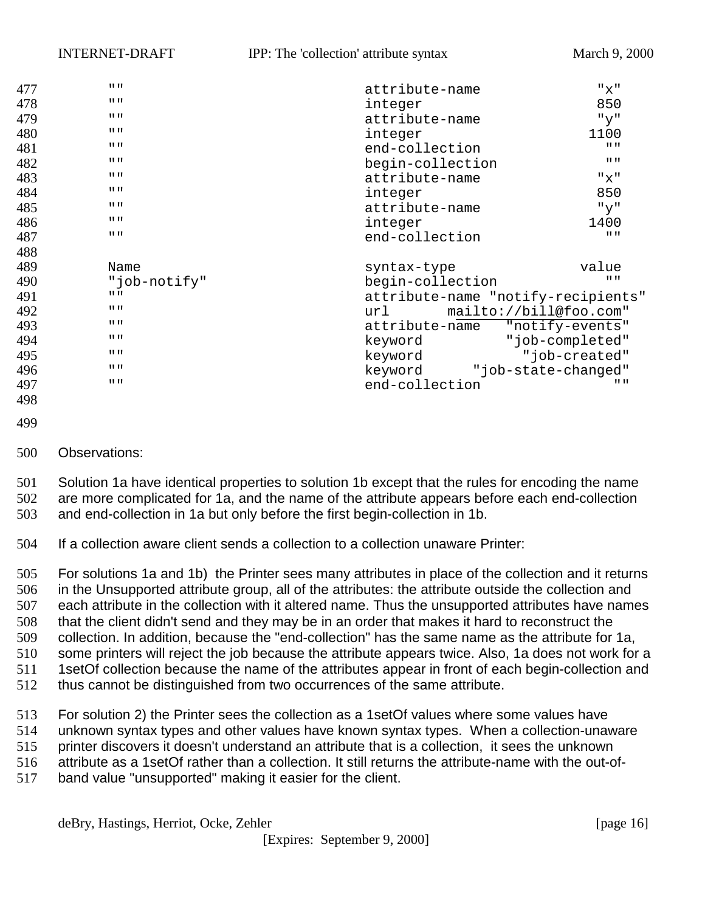```
        ""                                attribute-name          "x"
        ""                                integer                 850
        ""                                attribute-name          "y"
        ""                                integer                1100
        ""                                end-collection           ""
        ""                                begin-collection         ""
        ""                                attribute-name          "x"
        ""                                integer                 850
        ""                                attribute-name          "y"
        ""                                integer                1400
        ""                                end-collection           ""

        Name                              syntax-type            value
        "job-notify"                      begin-collection         ""
        ""                                attribute-name "notify-recipients"
        ""                                url       mailto://bill@foo.com"
        ""                                attribute-name   "notify-events"
        ""                                keyword         "job-completed"
        ""                                keyword           "job-created"
        ""                                keyword     "job-state-changed"
        ""                                end-collection               ""
```

Observations:

Solution 1a have identical properties to solution 1b except that the rules for encoding the name are more complicated for 1a, and the name of the attribute appears before each end-collection and end-collection in 1a but only before the first begin-collection in 1b.

If a collection aware client sends a collection to a collection unaware Printer:

For solutions 1a and 1b) the Printer sees many attributes in place of the collection and it returns in the Unsupported attribute group, all of the attributes: the attribute outside the collection and each attribute in the collection with it altered name. Thus the unsupported attributes have names that the client didn't send and they may be in an order that makes it hard to reconstruct the collection. In addition, because the "end-collection" has the same name as the attribute for 1a, some printers will reject the job because the attribute appears twice. Also, 1a does not work for a 1setOf collection because the name of the attributes appear in front of each begin-collection and thus cannot be distinguished from two occurrences of the same attribute.

For solution 2) the Printer sees the collection as a 1setOf values where some values have unknown syntax types and other values have known syntax types. When a collection-unaware printer discovers it doesn't understand an attribute that is a collection, it sees the unknown attribute as a 1setOf rather than a collection. It still returns the attribute-name with the out-of-band value "unsupported" making it easier for the client.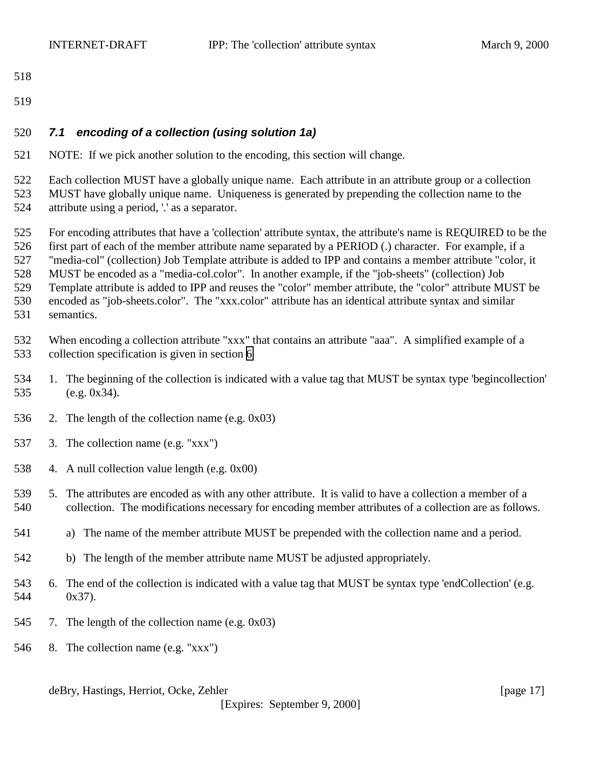### *7.1 encoding of a collection (using solution 1a)*

NOTE: If we pick another solution to the encoding, this section will change.

Each collection MUST have a globally unique name. Each attribute in an attribute group or a collection MUST have globally unique name. Uniqueness is generated by prepending the collection name to the attribute using a period, '.' as a separator.

For encoding attributes that have a 'collection' attribute syntax, the attribute's name is REQUIRED to be the first part of each of the member attribute name separated by a PERIOD (.) character. For example, if a "media-col" (collection) Job Template attribute is added to IPP and contains a member attribute "color, it MUST be encoded as a "media-col.color". In another example, if the "job-sheets" (collection) Job Template attribute is added to IPP and reuses the "color" member attribute, the "color" attribute MUST be encoded as "job-sheets.color". The "xxx.color" attribute has an identical attribute syntax and similar semantics.

When encoding a collection attribute "xxx" that contains an attribute "aaa". A simplified example of a collection specification is given in section 6

1. The beginning of the collection is indicated with a value tag that MUST be syntax type 'begincollection' (e.g. 0x34).
2. The length of the collection name (e.g. 0x03)
3. The collection name (e.g. "xxx")
4. A null collection value length (e.g. 0x00)
5. The attributes are encoded as with any other attribute. It is valid to have a collection a member of a collection. The modifications necessary for encoding member attributes of a collection are as follows.
   a) The name of the member attribute MUST be prepended with the collection name and a period.
   b) The length of the member attribute name MUST be adjusted appropriately.
6. The end of the collection is indicated with a value tag that MUST be syntax type 'endCollection' (e.g. 0x37).
7. The length of the collection name (e.g. 0x03)
8. The collection name (e.g. "xxx")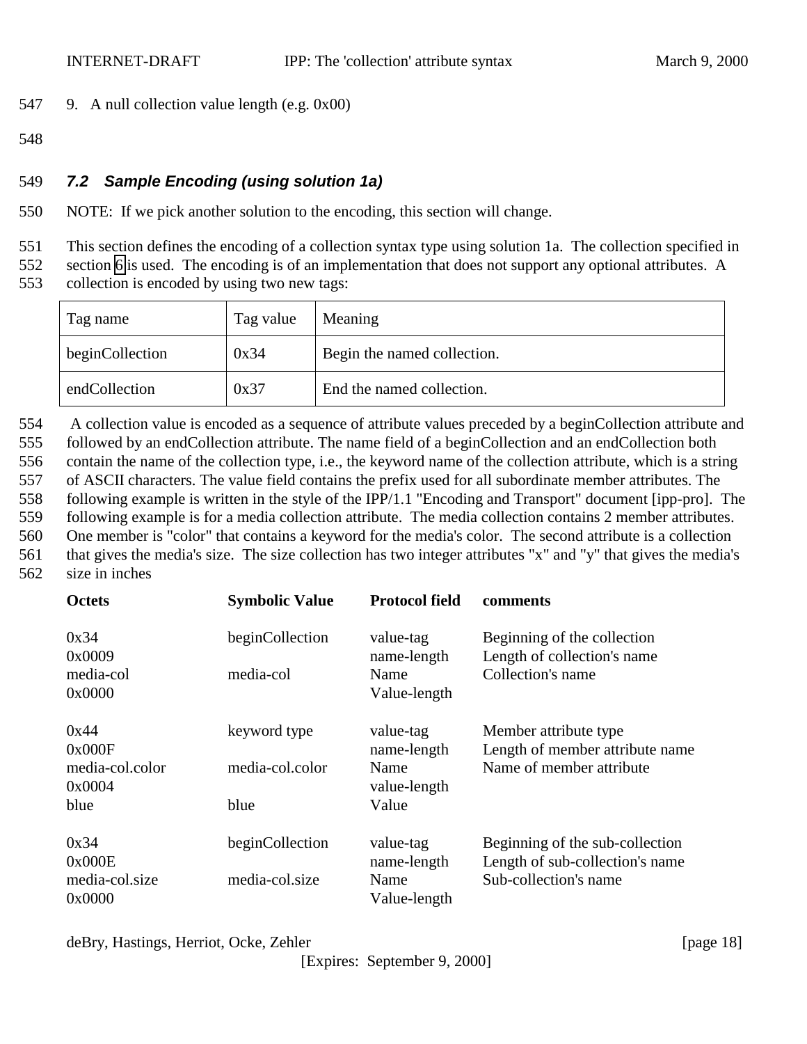9. A null collection value length (e.g. 0x00)

### 7.2 Sample Encoding (using solution 1a)

NOTE: If we pick another solution to the encoding, this section will change.

This section defines the encoding of a collection syntax type using solution 1a. The collection specified in section 6 is used. The encoding is of an implementation that does not support any optional attributes. A collection is encoded by using two new tags:

| Tag name | Tag value | Meaning |
|---|---|---|
| beginCollection | 0x34 | Begin the named collection. |
| endCollection | 0x37 | End the named collection. |

A collection value is encoded as a sequence of attribute values preceded by a beginCollection attribute and followed by an endCollection attribute. The name field of a beginCollection and an endCollection both contain the name of the collection type, i.e., the keyword name of the collection attribute, which is a string of ASCII characters. The value field contains the prefix used for all subordinate member attributes. The following example is written in the style of the IPP/1.1 "Encoding and Transport" document [ipp-pro]. The following example is for a media collection attribute. The media collection contains 2 member attributes. One member is "color" that contains a keyword for the media's color. The second attribute is a collection that gives the media's size. The size collection has two integer attributes "x" and "y" that gives the media's size in inches

| Octets | Symbolic Value | Protocol field | comments |
|---|---|---|---|
| 0x34 | beginCollection | value-tag | Beginning of the collection |
| 0x0009 | | name-length | Length of collection's name |
| media-col | media-col | Name | Collection's name |
| 0x0000 | | Value-length | |
| 0x44 | keyword type | value-tag | Member attribute type |
| 0x000F | | name-length | Length of member attribute name |
| media-col.color | media-col.color | Name | Name of member attribute |
| 0x0004 | | value-length | |
| blue | blue | Value | |
| 0x34 | beginCollection | value-tag | Beginning of the sub-collection |
| 0x000E | | name-length | Length of sub-collection's name |
| media-col.size | media-col.size | Name | Sub-collection's name |
| 0x0000 | | Value-length | |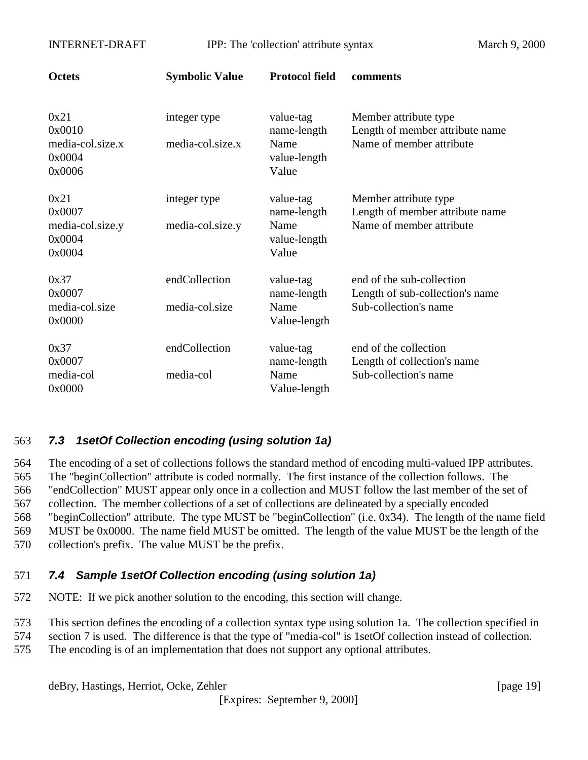| Octets | Symbolic Value | Protocol field | comments |
|---|---|---|---|
| 0x21 | integer type | value-tag | Member attribute type |
| 0x0010 | | name-length | Length of member attribute name |
| media-col.size.x | media-col.size.x | Name | Name of member attribute |
| 0x0004 | | value-length | |
| 0x0006 | | Value | |
| 0x21 | integer type | value-tag | Member attribute type |
| 0x0007 | | name-length | Length of member attribute name |
| media-col.size.y | media-col.size.y | Name | Name of member attribute |
| 0x0004 | | value-length | |
| 0x0004 | | Value | |
| 0x37 | endCollection | value-tag | end of the sub-collection |
| 0x0007 | | name-length | Length of sub-collection's name |
| media-col.size | media-col.size | Name | Sub-collection's name |
| 0x0000 | | Value-length | |
| 0x37 | endCollection | value-tag | end of the collection |
| 0x0007 | | name-length | Length of collection's name |
| media-col | media-col | Name | Sub-collection's name |
| 0x0000 | | Value-length | |

### *7.3 1setOf Collection encoding (using solution 1a)*

The encoding of a set of collections follows the standard method of encoding multi-valued IPP attributes. The "beginCollection" attribute is coded normally. The first instance of the collection follows. The "endCollection" MUST appear only once in a collection and MUST follow the last member of the set of collection. The member collections of a set of collections are delineated by a specially encoded "beginCollection" attribute. The type MUST be "beginCollection" (i.e. 0x34). The length of the name field MUST be 0x0000. The name field MUST be omitted. The length of the value MUST be the length of the collection's prefix. The value MUST be the prefix.

### *7.4 Sample 1setOf Collection encoding (using solution 1a)*

NOTE: If we pick another solution to the encoding, this section will change.

This section defines the encoding of a collection syntax type using solution 1a. The collection specified in section 7 is used. The difference is that the type of "media-col" is 1setOf collection instead of collection. The encoding is of an implementation that does not support any optional attributes.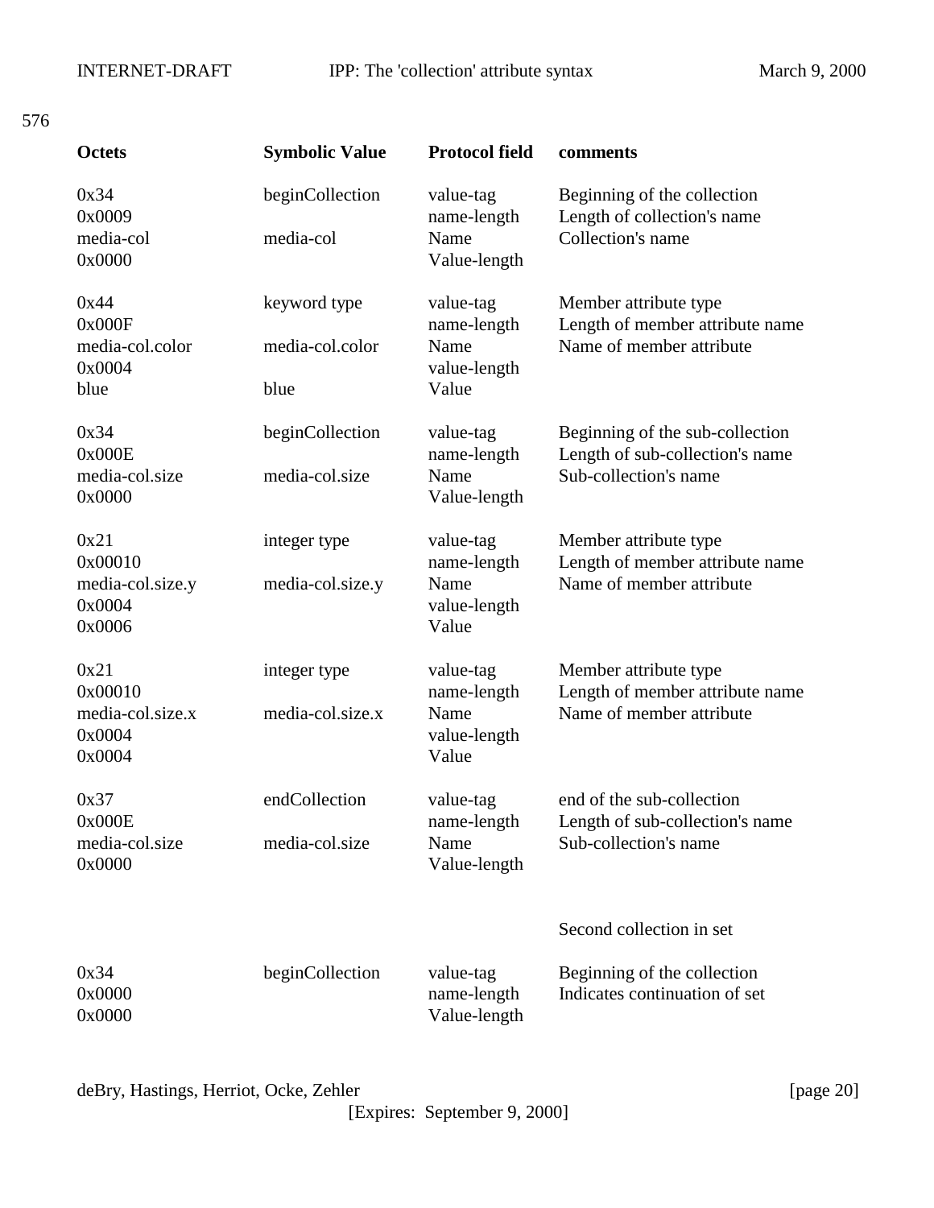576

| Octets | Symbolic Value | Protocol field | comments |
|---|---|---|---|
| 0x34 | beginCollection | value-tag | Beginning of the collection |
| 0x0009 | | name-length | Length of collection's name |
| media-col | media-col | Name | Collection's name |
| 0x0000 | | Value-length | |
| 0x44 | keyword type | value-tag | Member attribute type |
| 0x000F | | name-length | Length of member attribute name |
| media-col.color | media-col.color | Name | Name of member attribute |
| 0x0004 | | value-length | |
| blue | blue | Value | |
| 0x34 | beginCollection | value-tag | Beginning of the sub-collection |
| 0x000E | | name-length | Length of sub-collection's name |
| media-col.size | media-col.size | Name | Sub-collection's name |
| 0x0000 | | Value-length | |
| 0x21 | integer type | value-tag | Member attribute type |
| 0x00010 | | name-length | Length of member attribute name |
| media-col.size.y | media-col.size.y | Name | Name of member attribute |
| 0x0004 | | value-length | |
| 0x0006 | | Value | |
| 0x21 | integer type | value-tag | Member attribute type |
| 0x00010 | | name-length | Length of member attribute name |
| media-col.size.x | media-col.size.x | Name | Name of member attribute |
| 0x0004 | | value-length | |
| 0x0004 | | Value | |
| 0x37 | endCollection | value-tag | end of the sub-collection |
| 0x000E | | name-length | Length of sub-collection's name |
| media-col.size | media-col.size | Name | Sub-collection's name |
| 0x0000 | | Value-length | |
| | | | Second collection in set |
| 0x34 | beginCollection | value-tag | Beginning of the collection |
| 0x0000 | | name-length | Indicates continuation of set |
| 0x0000 | | Value-length | |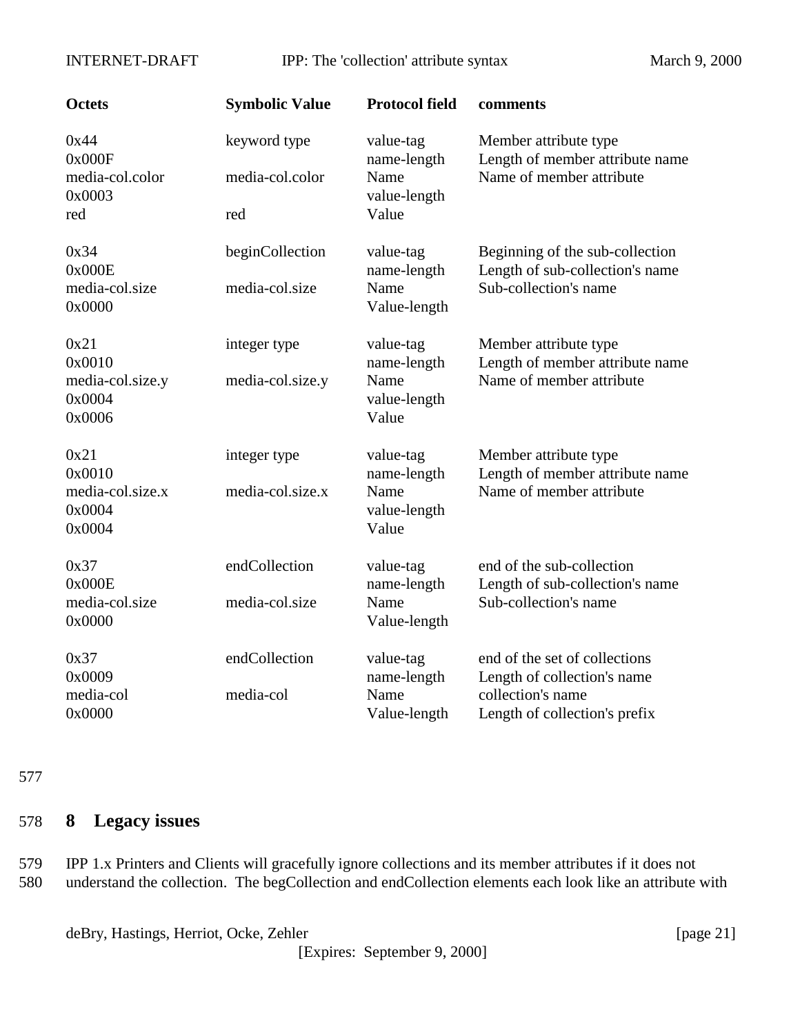| Octets | Symbolic Value | Protocol field | comments |
|---|---|---|---|
| 0x44 | keyword type | value-tag | Member attribute type |
| 0x000F | | name-length | Length of member attribute name |
| media-col.color | media-col.color | Name | Name of member attribute |
| 0x0003 | | value-length | |
| red | red | Value | |
| 0x34 | beginCollection | value-tag | Beginning of the sub-collection |
| 0x000E | | name-length | Length of sub-collection's name |
| media-col.size | media-col.size | Name | Sub-collection's name |
| 0x0000 | | Value-length | |
| 0x21 | integer type | value-tag | Member attribute type |
| 0x0010 | | name-length | Length of member attribute name |
| media-col.size.y | media-col.size.y | Name | Name of member attribute |
| 0x0004 | | value-length | |
| 0x0006 | | Value | |
| 0x21 | integer type | value-tag | Member attribute type |
| 0x0010 | | name-length | Length of member attribute name |
| media-col.size.x | media-col.size.x | Name | Name of member attribute |
| 0x0004 | | value-length | |
| 0x0004 | | Value | |
| 0x37 | endCollection | value-tag | end of the sub-collection |
| 0x000E | | name-length | Length of sub-collection's name |
| media-col.size | media-col.size | Name | Sub-collection's name |
| 0x0000 | | Value-length | |
| 0x37 | endCollection | value-tag | end of the set of collections |
| 0x0009 | | name-length | Length of collection's name |
| media-col | media-col | Name | collection's name |
| 0x0000 | | Value-length | Length of collection's prefix |

## 8 Legacy issues

IPP 1.x Printers and Clients will gracefully ignore collections and its member attributes if it does not understand the collection. The begCollection and endCollection elements each look like an attribute with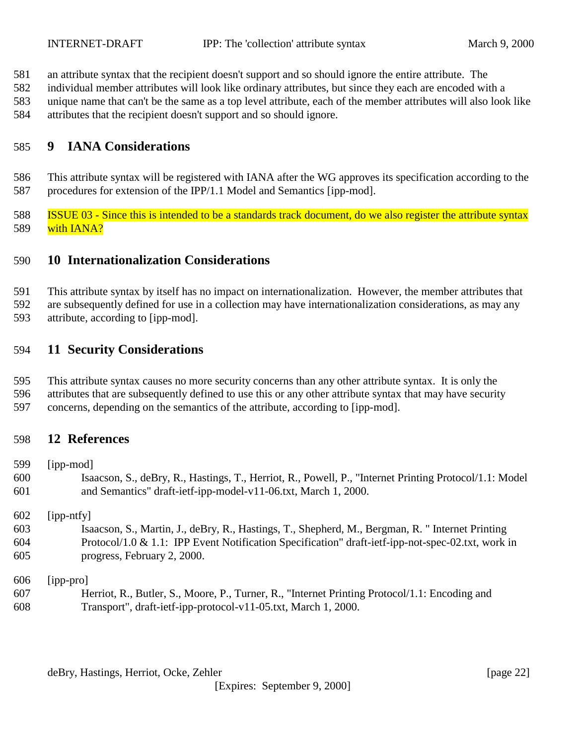an attribute syntax that the recipient doesn't support and so should ignore the entire attribute. The individual member attributes will look like ordinary attributes, but since they each are encoded with a unique name that can't be the same as a top level attribute, each of the member attributes will also look like attributes that the recipient doesn't support and so should ignore.

## 9 IANA Considerations

This attribute syntax will be registered with IANA after the WG approves its specification according to the procedures for extension of the IPP/1.1 Model and Semantics [ipp-mod].

ISSUE 03 - Since this is intended to be a standards track document, do we also register the attribute syntax with IANA?

## 10 Internationalization Considerations

This attribute syntax by itself has no impact on internationalization. However, the member attributes that are subsequently defined for use in a collection may have internationalization considerations, as may any attribute, according to [ipp-mod].

## 11 Security Considerations

This attribute syntax causes no more security concerns than any other attribute syntax. It is only the attributes that are subsequently defined to use this or any other attribute syntax that may have security concerns, depending on the semantics of the attribute, according to [ipp-mod].

## 12 References

[ipp-mod]
Isaacson, S., deBry, R., Hastings, T., Herriot, R., Powell, P., "Internet Printing Protocol/1.1: Model and Semantics" draft-ietf-ipp-model-v11-06.txt, March 1, 2000.

[ipp-ntfy]
Isaacson, S., Martin, J., deBry, R., Hastings, T., Shepherd, M., Bergman, R. " Internet Printing Protocol/1.0 & 1.1: IPP Event Notification Specification" draft-ietf-ipp-not-spec-02.txt, work in progress, February 2, 2000.

[ipp-pro]
Herriot, R., Butler, S., Moore, P., Turner, R., "Internet Printing Protocol/1.1: Encoding and Transport", draft-ietf-ipp-protocol-v11-05.txt, March 1, 2000.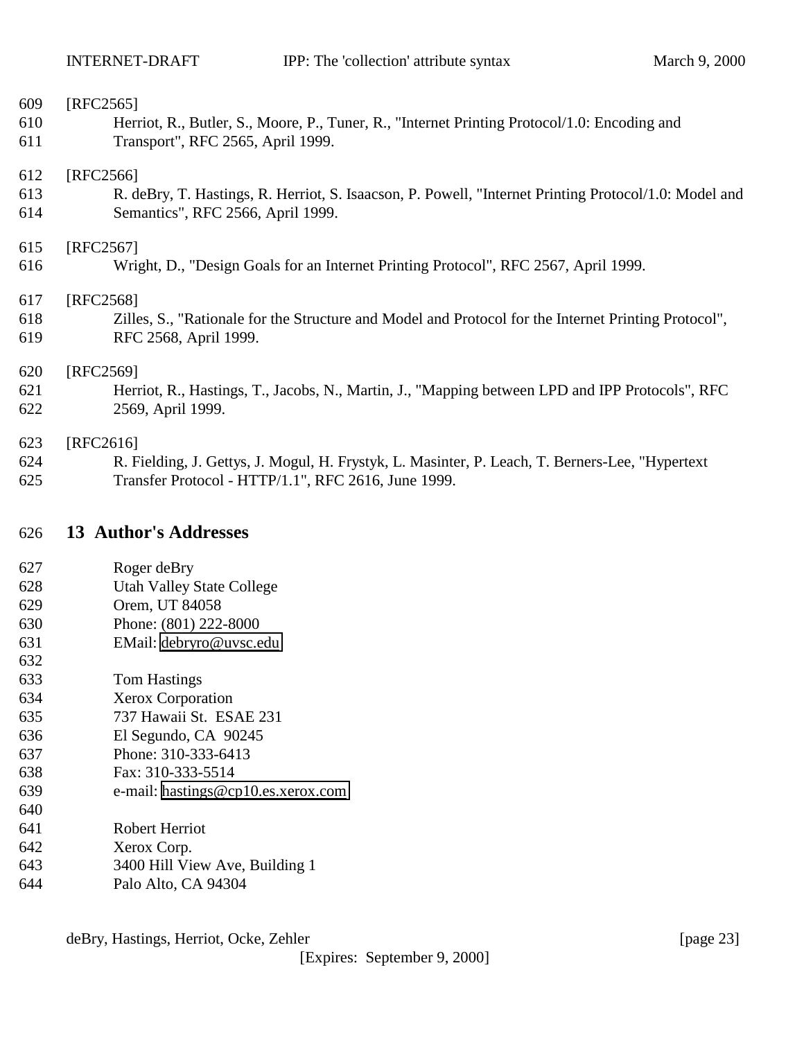[RFC2565]

Herriot, R., Butler, S., Moore, P., Tuner, R., "Internet Printing Protocol/1.0: Encoding and Transport", RFC 2565, April 1999.

[RFC2566]

R. deBry, T. Hastings, R. Herriot, S. Isaacson, P. Powell, "Internet Printing Protocol/1.0: Model and Semantics", RFC 2566, April 1999.

[RFC2567]

Wright, D., "Design Goals for an Internet Printing Protocol", RFC 2567, April 1999.

[RFC2568]

Zilles, S., "Rationale for the Structure and Model and Protocol for the Internet Printing Protocol", RFC 2568, April 1999.

[RFC2569]

Herriot, R., Hastings, T., Jacobs, N., Martin, J., "Mapping between LPD and IPP Protocols", RFC 2569, April 1999.

[RFC2616]

R. Fielding, J. Gettys, J. Mogul, H. Frystyk, L. Masinter, P. Leach, T. Berners-Lee, "Hypertext Transfer Protocol - HTTP/1.1", RFC 2616, June 1999.

## 13 Author's Addresses

Roger deBry
Utah Valley State College
Orem, UT 84058
Phone: (801) 222-8000
EMail: debryro@uvsc.edu

Tom Hastings
Xerox Corporation
737 Hawaii St.  ESAE 231
El Segundo, CA  90245
Phone: 310-333-6413
Fax: 310-333-5514
e-mail: hastings@cp10.es.xerox.com

Robert Herriot
Xerox Corp.
3400 Hill View Ave, Building 1
Palo Alto, CA 94304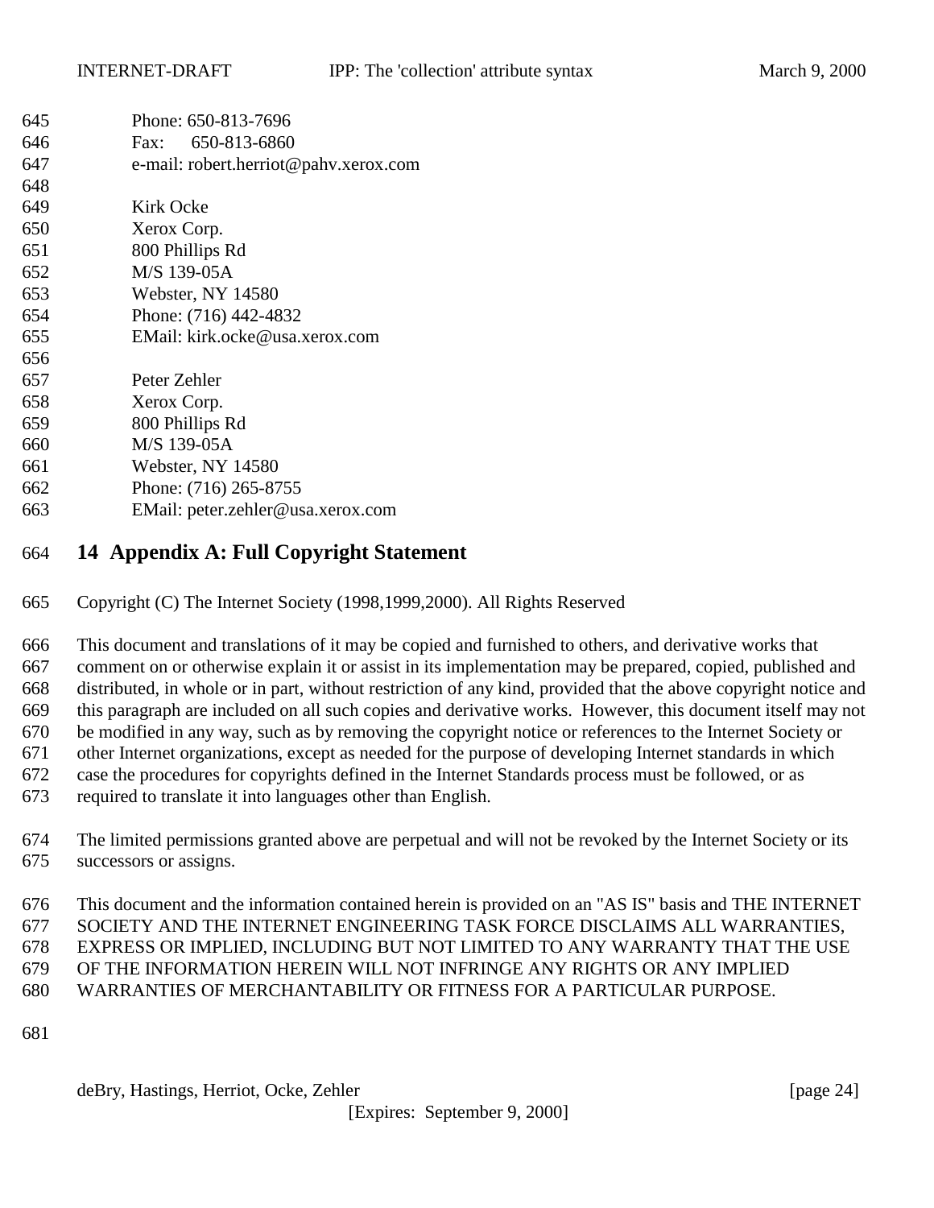Phone: 650-813-7696
Fax: 650-813-6860
e-mail: robert.herriot@pahv.xerox.com

Kirk Ocke
Xerox Corp.
800 Phillips Rd
M/S 139-05A
Webster, NY 14580
Phone: (716) 442-4832
EMail: kirk.ocke@usa.xerox.com

Peter Zehler
Xerox Corp.
800 Phillips Rd
M/S 139-05A
Webster, NY 14580
Phone: (716) 265-8755
EMail: peter.zehler@usa.xerox.com

# 14 Appendix A: Full Copyright Statement

Copyright (C) The Internet Society (1998,1999,2000). All Rights Reserved

This document and translations of it may be copied and furnished to others, and derivative works that comment on or otherwise explain it or assist in its implementation may be prepared, copied, published and distributed, in whole or in part, without restriction of any kind, provided that the above copyright notice and this paragraph are included on all such copies and derivative works. However, this document itself may not be modified in any way, such as by removing the copyright notice or references to the Internet Society or other Internet organizations, except as needed for the purpose of developing Internet standards in which case the procedures for copyrights defined in the Internet Standards process must be followed, or as required to translate it into languages other than English.

The limited permissions granted above are perpetual and will not be revoked by the Internet Society or its successors or assigns.

This document and the information contained herein is provided on an "AS IS" basis and THE INTERNET SOCIETY AND THE INTERNET ENGINEERING TASK FORCE DISCLAIMS ALL WARRANTIES, EXPRESS OR IMPLIED, INCLUDING BUT NOT LIMITED TO ANY WARRANTY THAT THE USE OF THE INFORMATION HEREIN WILL NOT INFRINGE ANY RIGHTS OR ANY IMPLIED WARRANTIES OF MERCHANTABILITY OR FITNESS FOR A PARTICULAR PURPOSE.